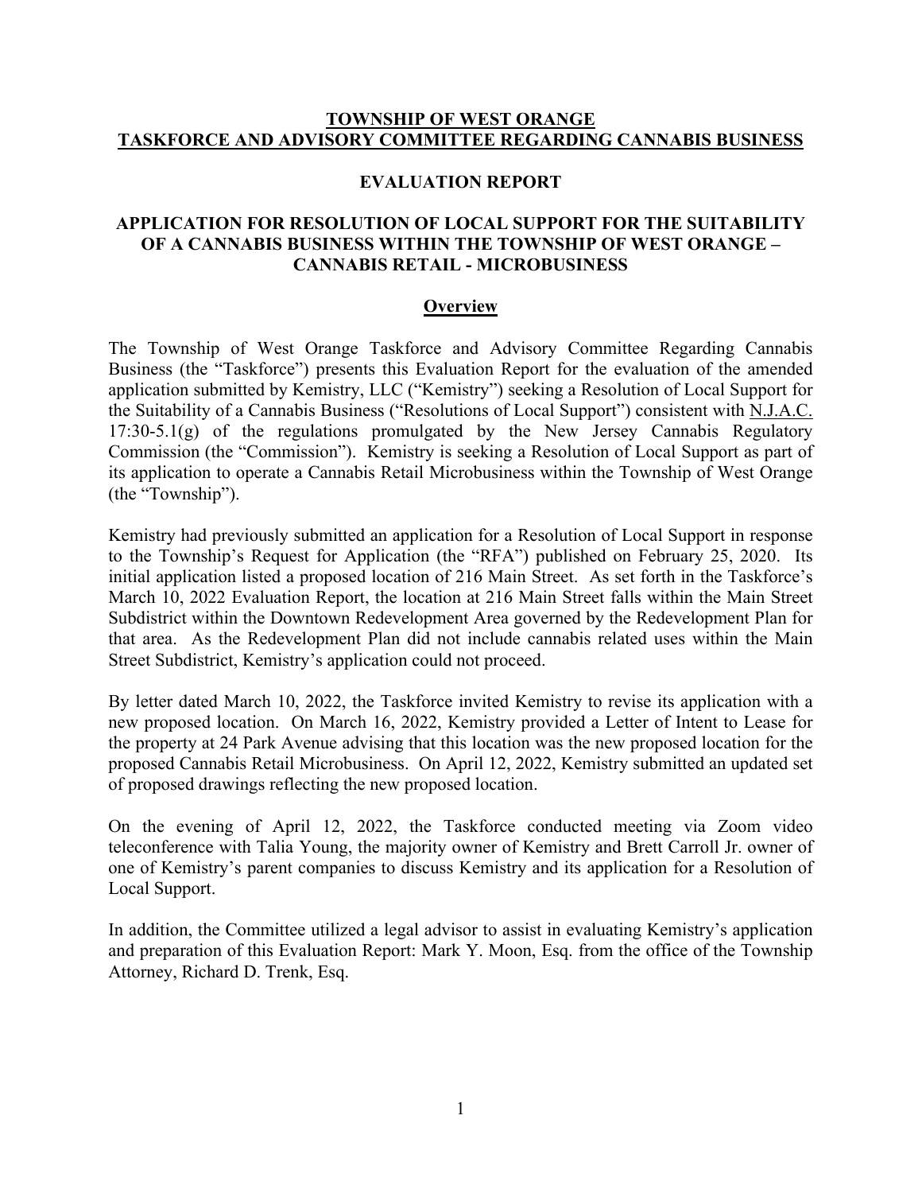# TOWNSHIP OF WEST ORANGE
# TASKFORCE AND ADVISORY COMMITTEE REGARDING CANNABIS BUSINESS

## EVALUATION REPORT

## APPLICATION FOR RESOLUTION OF LOCAL SUPPORT FOR THE SUITABILITY OF A CANNABIS BUSINESS WITHIN THE TOWNSHIP OF WEST ORANGE – CANNABIS RETAIL - MICROBUSINESS

### Overview

The Township of West Orange Taskforce and Advisory Committee Regarding Cannabis Business (the "Taskforce") presents this Evaluation Report for the evaluation of the amended application submitted by Kemistry, LLC ("Kemistry") seeking a Resolution of Local Support for the Suitability of a Cannabis Business ("Resolutions of Local Support") consistent with N.J.A.C. 17:30-5.1(g) of the regulations promulgated by the New Jersey Cannabis Regulatory Commission (the "Commission"). Kemistry is seeking a Resolution of Local Support as part of its application to operate a Cannabis Retail Microbusiness within the Township of West Orange (the "Township").

Kemistry had previously submitted an application for a Resolution of Local Support in response to the Township's Request for Application (the "RFA") published on February 25, 2020. Its initial application listed a proposed location of 216 Main Street. As set forth in the Taskforce's March 10, 2022 Evaluation Report, the location at 216 Main Street falls within the Main Street Subdistrict within the Downtown Redevelopment Area governed by the Redevelopment Plan for that area. As the Redevelopment Plan did not include cannabis related uses within the Main Street Subdistrict, Kemistry's application could not proceed.

By letter dated March 10, 2022, the Taskforce invited Kemistry to revise its application with a new proposed location. On March 16, 2022, Kemistry provided a Letter of Intent to Lease for the property at 24 Park Avenue advising that this location was the new proposed location for the proposed Cannabis Retail Microbusiness. On April 12, 2022, Kemistry submitted an updated set of proposed drawings reflecting the new proposed location.

On the evening of April 12, 2022, the Taskforce conducted meeting via Zoom video teleconference with Talia Young, the majority owner of Kemistry and Brett Carroll Jr. owner of one of Kemistry's parent companies to discuss Kemistry and its application for a Resolution of Local Support.

In addition, the Committee utilized a legal advisor to assist in evaluating Kemistry's application and preparation of this Evaluation Report: Mark Y. Moon, Esq. from the office of the Township Attorney, Richard D. Trenk, Esq.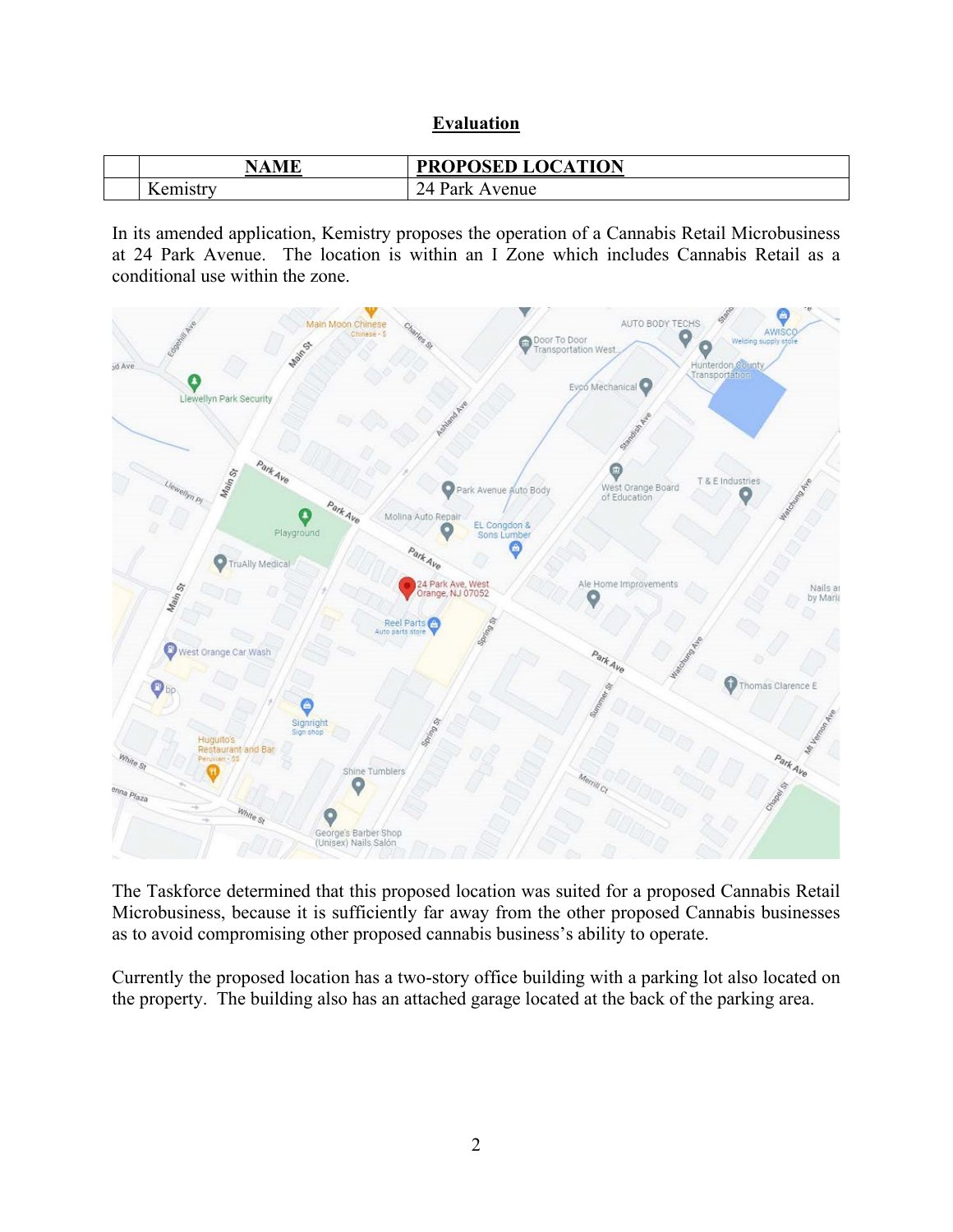## Evaluation

| | NAME | PROPOSED LOCATION |
|---|---|---|
| | Kemistry | 24 Park Avenue |

In its amended application, Kemistry proposes the operation of a Cannabis Retail Microbusiness at 24 Park Avenue. The location is within an I Zone which includes Cannabis Retail as a conditional use within the zone.

The Taskforce determined that this proposed location was suited for a proposed Cannabis Retail Microbusiness, because it is sufficiently far away from the other proposed Cannabis businesses as to avoid compromising other proposed cannabis business's ability to operate.

Currently the proposed location has a two-story office building with a parking lot also located on the property. The building also has an attached garage located at the back of the parking area.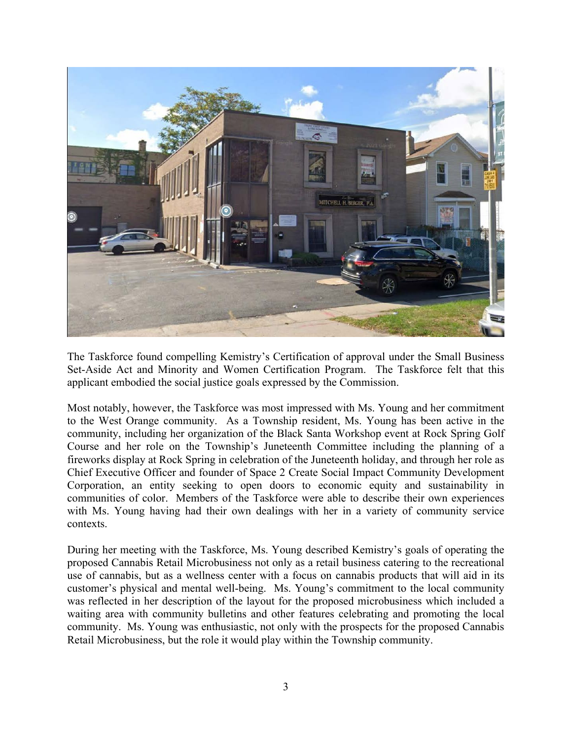The Taskforce found compelling Kemistry's Certification of approval under the Small Business Set-Aside Act and Minority and Women Certification Program. The Taskforce felt that this applicant embodied the social justice goals expressed by the Commission.

Most notably, however, the Taskforce was most impressed with Ms. Young and her commitment to the West Orange community. As a Township resident, Ms. Young has been active in the community, including her organization of the Black Santa Workshop event at Rock Spring Golf Course and her role on the Township's Juneteenth Committee including the planning of a fireworks display at Rock Spring in celebration of the Juneteenth holiday, and through her role as Chief Executive Officer and founder of Space 2 Create Social Impact Community Development Corporation, an entity seeking to open doors to economic equity and sustainability in communities of color. Members of the Taskforce were able to describe their own experiences with Ms. Young having had their own dealings with her in a variety of community service contexts.

During her meeting with the Taskforce, Ms. Young described Kemistry's goals of operating the proposed Cannabis Retail Microbusiness not only as a retail business catering to the recreational use of cannabis, but as a wellness center with a focus on cannabis products that will aid in its customer's physical and mental well-being. Ms. Young's commitment to the local community was reflected in her description of the layout for the proposed microbusiness which included a waiting area with community bulletins and other features celebrating and promoting the local community. Ms. Young was enthusiastic, not only with the prospects for the proposed Cannabis Retail Microbusiness, but the role it would play within the Township community.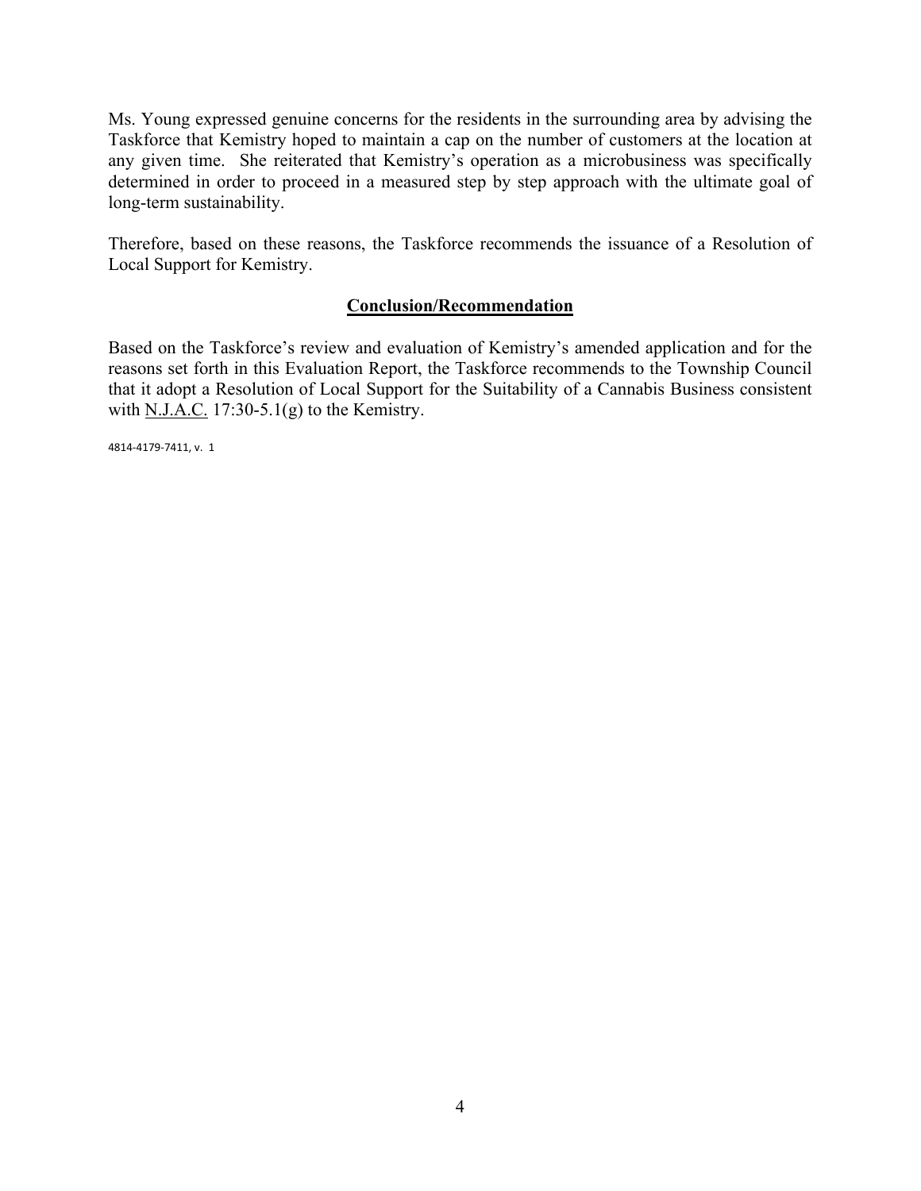Ms. Young expressed genuine concerns for the residents in the surrounding area by advising the Taskforce that Kemistry hoped to maintain a cap on the number of customers at the location at any given time. She reiterated that Kemistry's operation as a microbusiness was specifically determined in order to proceed in a measured step by step approach with the ultimate goal of long-term sustainability.

Therefore, based on these reasons, the Taskforce recommends the issuance of a Resolution of Local Support for Kemistry.

## Conclusion/Recommendation

Based on the Taskforce's review and evaluation of Kemistry's amended application and for the reasons set forth in this Evaluation Report, the Taskforce recommends to the Township Council that it adopt a Resolution of Local Support for the Suitability of a Cannabis Business consistent with N.J.A.C. 17:30-5.1(g) to the Kemistry.

4814-4179-7411, v. 1